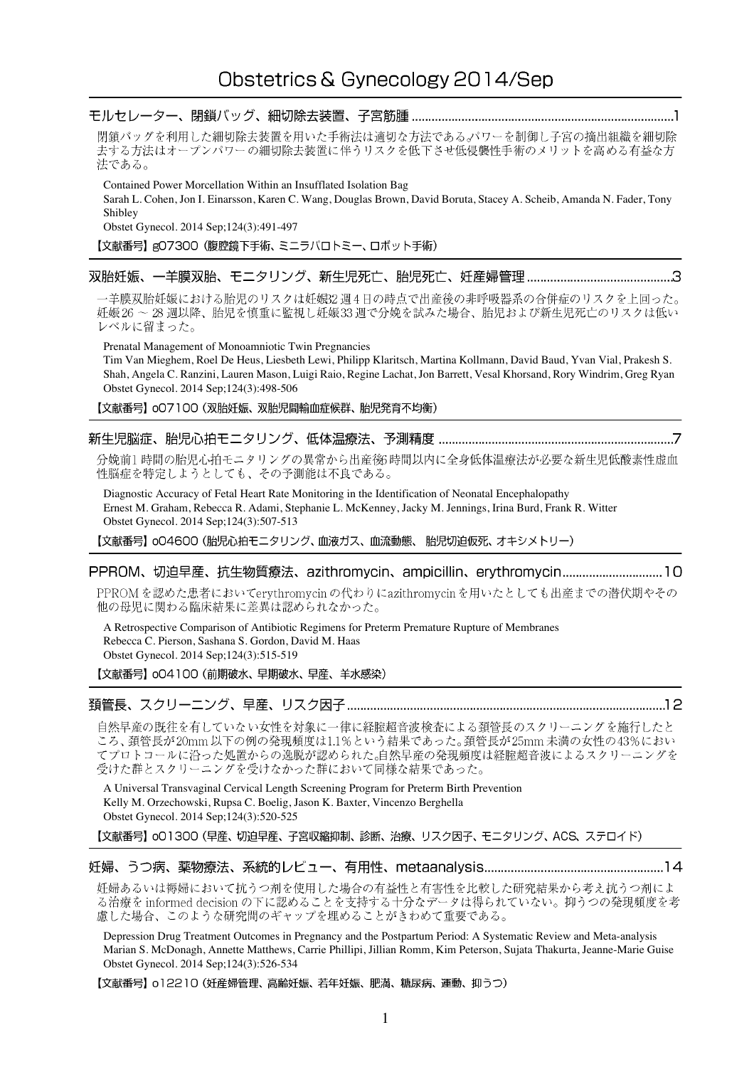# Obstetrics & Gynecology 2014/Sep

## モルセレーター、閉鎖バッグ、細切除去装置、子宮筋腫 ..........1

閉鎖バッグを利用した細切除去装置を用いた手術法は適切な方法である。パワーを制御し子宮の摘出組織を細切除去する方法はオープンパワーの細切除去装置に伴うリスクを低下させ低侵襲性手術のメリットを高める有益な方法である。

Contained Power Morcellation Within an Insufflated Isolation Bag
Sarah L. Cohen, Jon I. Einarsson, Karen C. Wang, Douglas Brown, David Boruta, Stacey A. Scheib, Amanda N. Fader, Tony Shibley
Obstet Gynecol. 2014 Sep;124(3):491-497

【文献番号】g07300（腹腔鏡下手術、ミニラパロトミー、ロボット手術）

## 双胎妊娠、一羊膜双胎、モニタリング、新生児死亡、胎児死亡、妊産婦管理 ..........3

一羊膜双胎妊娠における胎児のリスクは妊娠32週4日の時点で出産後の非呼吸器系の合併症のリスクを上回った。妊娠26 ～ 28週以降、胎児を慎重に監視し妊娠33週で分娩を試みた場合、胎児および新生児死亡のリスクは低いレベルに留まった。

Prenatal Management of Monoamniotic Twin Pregnancies
Tim Van Mieghem, Roel De Heus, Liesbeth Lewi, Philipp Klaritsch, Martina Kollmann, David Baud, Yvan Vial, Prakesh S. Shah, Angela C. Ranzini, Lauren Mason, Luigi Raio, Regine Lachat, Jon Barrett, Vesal Khorsand, Rory Windrim, Greg Ryan
Obstet Gynecol. 2014 Sep;124(3):498-506

【文献番号】o07100（双胎妊娠、双胎児間輸血症候群、胎児発育不均衡）

## 新生児脳症、胎児心拍モニタリング、低体温療法、予測精度 ..........7

分娩前1時間の胎児心拍モニタリングの異常から出産後6時間以内に全身低体温療法が必要な新生児低酸素性虚血性脳症を特定しようとしても、その予測能は不良である。

Diagnostic Accuracy of Fetal Heart Rate Monitoring in the Identification of Neonatal Encephalopathy
Ernest M. Graham, Rebecca R. Adami, Stephanie L. McKenney, Jacky M. Jennings, Irina Burd, Frank R. Witter
Obstet Gynecol. 2014 Sep;124(3):507-513

【文献番号】o04600（胎児心拍モニタリング、血液ガス、血流動態、 胎児切迫仮死、オキシメトリー）

## PPROM、切迫早産、抗生物質療法、azithromycin、ampicillin、erythromycin..........10

PPROMを認めた患者においてerythromycinの代わりにazithromycinを用いたとしても出産までの潜伏期やその他の母児に関わる臨床結果に差異は認められなかった。

A Retrospective Comparison of Antibiotic Regimens for Preterm Premature Rupture of Membranes
Rebecca C. Pierson, Sashana S. Gordon, David M. Haas
Obstet Gynecol. 2014 Sep;124(3):515-519

【文献番号】o04100（前期破水、早期破水、早産、羊水感染）

## 頚管長、スクリーニング、早産、リスク因子 ..........12

自然早産の既往を有していない女性を対象に一律に経腟超音波検査による頚管長のスクリーニングを施行したところ、頚管長が20mm以下の例の発現頻度は1.1%という結果であった。頚管長が25mm未満の女性の43%においてプロトコールに沿った処置からの逸脱が認められた。自然早産の発現頻度は経腟超音波によるスクリーニングを受けた群とスクリーニングを受けなかった群において同様な結果であった。

A Universal Transvaginal Cervical Length Screening Program for Preterm Birth Prevention
Kelly M. Orzechowski, Rupsa C. Boelig, Jason K. Baxter, Vincenzo Berghella
Obstet Gynecol. 2014 Sep;124(3):520-525

【文献番号】o01300（早産、切迫早産、子宮収縮抑制、診断、治療、リスク因子、モニタリング、ACS、ステロイド）

## 妊婦、うつ病、薬物療法、系統的レビュー、有用性、metaanalysis..........14

妊婦あるいは褥婦において抗うつ剤を使用した場合の有益性と有害性を比較した研究結果から考え抗うつ剤による治療をinformed decisionの下に認めることを支持する十分なデータは得られていない。抑うつの発現頻度を考慮した場合、このような研究間のギャップを埋めることがきわめて重要である。

Depression Drug Treatment Outcomes in Pregnancy and the Postpartum Period: A Systematic Review and Meta-analysis
Marian S. McDonagh, Annette Matthews, Carrie Phillipi, Jillian Romm, Kim Peterson, Sujata Thakurta, Jeanne-Marie Guise
Obstet Gynecol. 2014 Sep;124(3):526-534

【文献番号】o12210（妊産婦管理、高齢妊娠、若年妊娠、肥満、糖尿病、運動、抑うつ）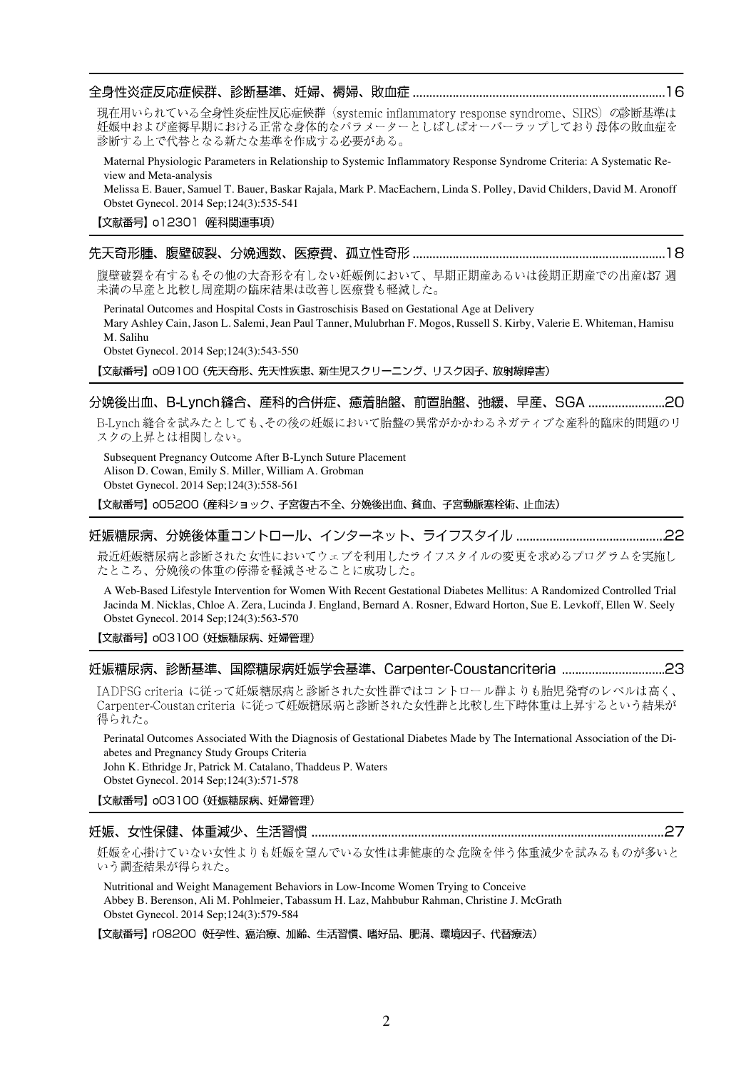## 全身性炎症反応症候群、診断基準、妊婦、褥婦、敗血症 ..........16

現在用いられている全身性炎症性反応症候群（systemic inflammatory response syndrome、SIRS）の診断基準は妊娠中および産褥早期における正常な身体的なパラメーターとしばしばオーバーラップしており母体の敗血症を診断する上で代替となる新たな基準を作成する必要がある。

Maternal Physiologic Parameters in Relationship to Systemic Inflammatory Response Syndrome Criteria: A Systematic Review and Meta-analysis
Melissa E. Bauer, Samuel T. Bauer, Baskar Rajala, Mark P. MacEachern, Linda S. Polley, David Childers, David M. Aronoff
Obstet Gynecol. 2014 Sep;124(3):535-541

【文献番号】o12301（産科関連事項）

## 先天奇形腫、腹壁破裂、分娩週数、医療費、孤立性奇形 ..........18

腹壁破裂を有するもその他の大奇形を有しない妊娠例において、早期正期産あるいは後期正期産での出産は37週未満の早産と比較し周産期の臨床結果は改善し医療費も軽減した。

Perinatal Outcomes and Hospital Costs in Gastroschisis Based on Gestational Age at Delivery
Mary Ashley Cain, Jason L. Salemi, Jean Paul Tanner, Mulubrhan F. Mogos, Russell S. Kirby, Valerie E. Whiteman, Hamisu M. Salihu
Obstet Gynecol. 2014 Sep;124(3):543-550

【文献番号】o09100（先天奇形、先天性疾患、新生児スクリーニング、リスク因子、放射線障害）

## 分娩後出血、B-Lynch縫合、産科的合併症、癒着胎盤、前置胎盤、弛緩、早産、SGA ..........20

B-Lynch縫合を試みたとしても、その後の妊娠において胎盤の異常がかかわるネガティブな産科的臨床的問題のリスクの上昇とは相関しない。

Subsequent Pregnancy Outcome After B-Lynch Suture Placement
Alison D. Cowan, Emily S. Miller, William A. Grobman
Obstet Gynecol. 2014 Sep;124(3):558-561

【文献番号】o05200（産科ショック、子宮復古不全、分娩後出血、貧血、子宮動脈塞栓術、止血法）

## 妊娠糖尿病、分娩後体重コントロール、インターネット、ライフスタイル ..........22

最近妊娠糖尿病と診断された女性においてウェブを利用したライフスタイルの変更を求めるプログラムを実施したところ、分娩後の体重の停滞を軽減させることに成功した。

A Web-Based Lifestyle Intervention for Women With Recent Gestational Diabetes Mellitus: A Randomized Controlled Trial
Jacinda M. Nicklas, Chloe A. Zera, Lucinda J. England, Bernard A. Rosner, Edward Horton, Sue E. Levkoff, Ellen W. Seely
Obstet Gynecol. 2014 Sep;124(3):563-570

【文献番号】o03100（妊娠糖尿病、妊婦管理）

## 妊娠糖尿病、診断基準、国際糖尿病妊娠学会基準、Carpenter-Coustancriteria ..........23

IADPSG criteria に従って妊娠糖尿病と診断された女性群ではコントロール群よりも胎児発育のレベルは高く、Carpenter-Coustan criteria に従って妊娠糖尿病と診断された女性群と比較し生下時体重は上昇するという結果が得られた。

Perinatal Outcomes Associated With the Diagnosis of Gestational Diabetes Made by The International Association of the Diabetes and Pregnancy Study Groups Criteria
John K. Ethridge Jr, Patrick M. Catalano, Thaddeus P. Waters
Obstet Gynecol. 2014 Sep;124(3):571-578

【文献番号】o03100（妊娠糖尿病、妊婦管理）

## 妊娠、女性保健、体重減少、生活習慣 ..........27

妊娠を心掛けていない女性よりも妊娠を望んでいる女性は非健康的な危険を伴う体重減少を試みるものが多いという調査結果が得られた。

Nutritional and Weight Management Behaviors in Low-Income Women Trying to Conceive
Abbey B. Berenson, Ali M. Pohlmeier, Tabassum H. Laz, Mahbubur Rahman, Christine J. McGrath
Obstet Gynecol. 2014 Sep;124(3):579-584

【文献番号】r08200（妊孕性、癌治療、加齢、生活習慣、嗜好品、肥満、環境因子、代替療法）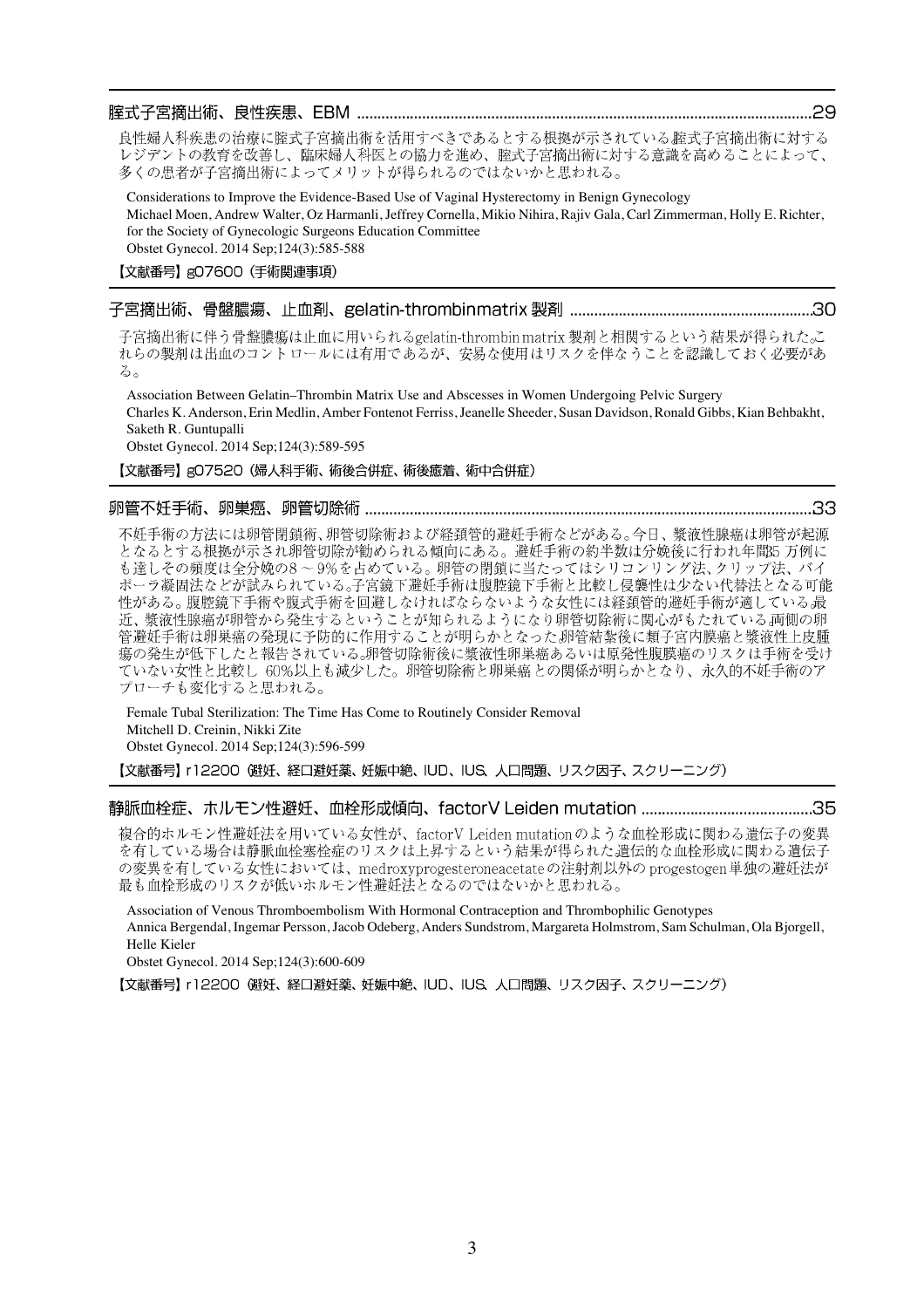## 腟式子宮摘出術、良性疾患、EBM ..............................29

良性婦人科疾患の治療に腟式子宮摘出術を活用すべきであるとする根拠が示されている.腟式子宮摘出術に対するレジデントの教育を改善し、臨床婦人科医との協力を進め、腟式子宮摘出術に対する意識を高めることによって、多くの患者が子宮摘出術によってメリットが得られるのではないかと思われる。

Considerations to Improve the Evidence-Based Use of Vaginal Hysterectomy in Benign Gynecology
Michael Moen, Andrew Walter, Oz Harmanli, Jeffrey Cornella, Mikio Nihira, Rajiv Gala, Carl Zimmerman, Holly E. Richter, for the Society of Gynecologic Surgeons Education Committee
Obstet Gynecol. 2014 Sep;124(3):585-588

【文献番号】g07600（手術関連事項）

## 子宮摘出術、骨盤膿瘍、止血剤、gelatin-thrombinmatrix 製剤 ..............................30

子宮摘出術に伴う骨盤膿瘍は止血に用いられるgelatin-thrombin matrix 製剤と相関するという結果が得られた.これらの製剤は出血のコントロールには有用であるが、安易な使用はリスクを伴なうことを認識しておく必要がある。

Association Between Gelatin–Thrombin Matrix Use and Abscesses in Women Undergoing Pelvic Surgery
Charles K. Anderson, Erin Medlin, Amber Fontenot Ferriss, Jeanelle Sheeder, Susan Davidson, Ronald Gibbs, Kian Behbakht, Saketh R. Guntupalli
Obstet Gynecol. 2014 Sep;124(3):589-595

【文献番号】g07520（婦人科手術、術後合併症、術後癒着、術中合併症）

## 卵管不妊手術、卵巣癌、卵管切除術 ..............................33

不妊手術の方法には卵管閉鎖術、卵管切除術および経頚管的避妊手術などがある。今日、漿液性腺癌は卵管が起源となるとする根拠が示され卵管切除が勧められる傾向にある。避妊手術の約半数は分娩後に行われ年間35 万例にも達しその頻度は全分娩の8 ～ 9%を占めている。卵管の閉鎖に当たってはシリコンリング法、クリップ法、バイポーラ凝固法などが試みられている.子宮鏡下避妊手術は腹腔鏡下手術と比較し侵襲性は少ない代替法となる可能性がある。腹腔鏡下手術や腹式手術を回避しなければならないような女性には経頚管的避妊手術が適している.最近、漿液性腺癌が卵管から発生するということが知られるようになり卵管切除術に関心がもたれている.両側の卵管避妊手術は卵巣癌の発現に予防的に作用することが明らかとなった.卵管結紮後に類子宮内膜癌と漿液性上皮腫瘍の発生が低下したと報告されている.卵管切除術後に漿液性卵巣癌あるいは原発性腹膜癌のリスクは手術を受けていない女性と比較し 60%以上も減少した。卵管切除術と卵巣癌との関係が明らかとなり、永久的不妊手術のアプローチも変化すると思われる。

Female Tubal Sterilization: The Time Has Come to Routinely Consider Removal
Mitchell D. Creinin, Nikki Zite
Obstet Gynecol. 2014 Sep;124(3):596-599

【文献番号】r12200（避妊、経口避妊薬、妊娠中絶、IUD、IUS、人口問題、リスク因子、スクリーニング）

## 静脈血栓症、ホルモン性避妊、血栓形成傾向、factorV Leiden mutation ..............................35

複合的ホルモン性避妊法を用いている女性が、factorV Leiden mutationのような血栓形成に関わる遺伝子の変異を有している場合は静脈血栓塞栓症のリスクは上昇するという結果が得られた.遺伝的な血栓形成に関わる遺伝子の変異を有している女性においては、medroxyprogesteroneacetateの注射剤以外の progestogen単独の避妊法が最も血栓形成のリスクが低いホルモン性避妊法となるのではないかと思われる。

Association of Venous Thromboembolism With Hormonal Contraception and Thrombophilic Genotypes
Annica Bergendal, Ingemar Persson, Jacob Odeberg, Anders Sundstrom, Margareta Holmstrom, Sam Schulman, Ola Bjorgell, Helle Kieler
Obstet Gynecol. 2014 Sep;124(3):600-609

【文献番号】r12200（避妊、経口避妊薬、妊娠中絶、IUD、IUS、人口問題、リスク因子、スクリーニング）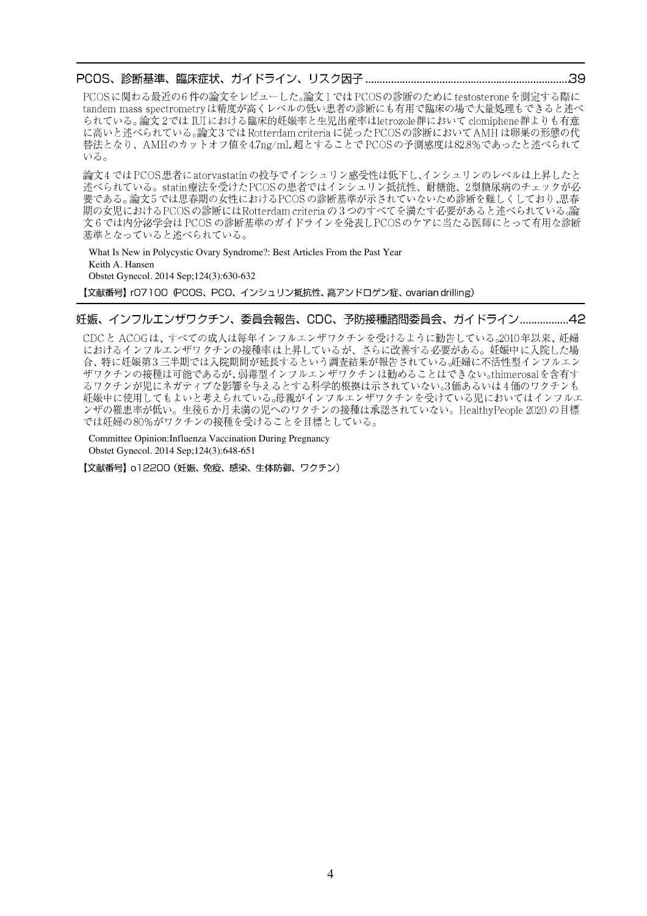## PCOS、診断基準、臨床症状、ガイドライン、リスク因子 ......................................................................39

PCOSに関わる最近の6件の論文をレビューした。論文1ではPCOSの診断のためにtestosteroneを測定する際にtandem mass spectrometryは精度が高くレベルの低い患者の診断にも有用で臨床の場で大量処理もできると述べられている。論文2ではIUIにおける臨床的妊娠率と生児出産率はletrozole群においてclomiphene群よりも有意に高いと述べられている。論文3ではRotterdam criteriaに従ったPCOSの診断においてAMHは卵巣の形態の代替法となり、AMHのカットオフ値を4.7ng/mL超とすることでPCOSの予測感度は82.8%であったと述べられている。

論文4ではPCOS患者にatorvastatinの投与でインシュリン感受性は低下し、インシュリンのレベルは上昇したと述べられている。statin療法を受けたPCOSの患者ではインシュリン抵抗性、耐糖能、2型糖尿病のチェックが必要である。論文5では思春期の女性におけるPCOSの診断基準が示されていないため診断を難しくしており、思春期の女児におけるPCOSの診断にはRotterdam criteriaの3つのすべてを満たす必要があると述べられている。論文6では内分泌学会はPCOSの診断基準のガイドラインを発表しPCOSのケアに当たる医師にとって有用な診断基準となっていると述べられている。

What Is New in Polycystic Ovary Syndrome?: Best Articles From the Past Year
Keith A. Hansen
Obstet Gynecol. 2014 Sep;124(3):630-632

【文献番号】r07100 (PCOS、PCO、インシュリン抵抗性、高アンドロゲン症、ovarian drilling)

## 妊娠、インフルエンザワクチン、委員会報告、CDC、予防接種諮問委員会、ガイドライン.................42

CDCとACOGは、すべての成人は毎年インフルエンザワクチンを受けるように勧告している。2010年以来、妊婦におけるインフルエンザワクチンの接種率は上昇しているが、さらに改善する必要がある。妊娠中に入院した場合、特に妊娠第3三半期では入院期間が延長するという調査結果が報告されている。妊婦に不活性型インフルエンザワクチンの接種は可能であるが、弱毒型インフルエンザワクチンは勧めることはできない。thimerosalを含有するワクチンが児にネガティブな影響を与えるとする科学的根拠は示されていない。3価あるいは4価のワクチンも妊娠中に使用してもよいと考えられている。母親がインフルエンザワクチンを受けている児においてはインフルエンザの罹患率が低い。生後6か月未満の児へのワクチンの接種は承認されていない。HealthyPeople 2020の目標では妊婦の80%がワクチンの接種を受けることを目標としている。

Committee Opinion:Influenza Vaccination During Pregnancy
Obstet Gynecol. 2014 Sep;124(3):648-651

【文献番号】o12200 (妊娠、免疫、感染、生体防御、ワクチン)